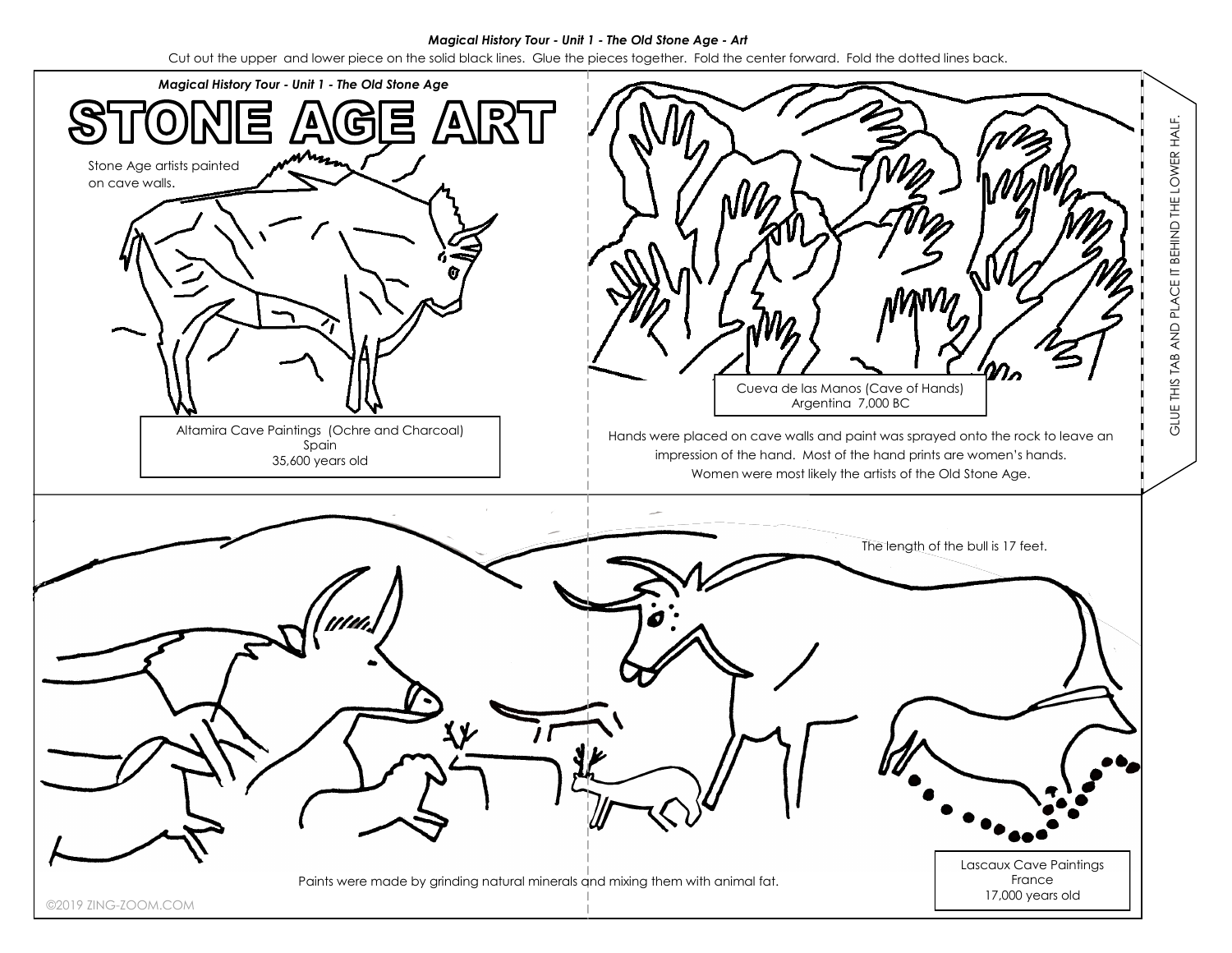*Magical History Tour - Unit 1 - The Old Stone Age - Art*

Cut out the upper and lower piece on the solid black lines. Glue the pieces together. Fold the center forward. Fold the dotted lines back.

*Magical History Tour - Unit 1 - The Old Stone Age*

# STONE AGE ART

Stone Age artists painted on cave walls.

Altamira Cave Paintings (Ochre and Charcoal)
Spain
35,600 years old

Cueva de las Manos (Cave of Hands)
Argentina 7,000 BC

Hands were placed on cave walls and paint was sprayed onto the rock to leave an impression of the hand. Most of the hand prints are women's hands. Women were most likely the artists of the Old Stone Age.

GLUE THIS TAB AND PLACE IT BEHIND THE LOWER HALF.

The length of the bull is 17 feet.

Paints were made by grinding natural minerals and mixing them with animal fat.

Lascaux Cave Paintings
France
17,000 years old

©2019 ZING-ZOOM.COM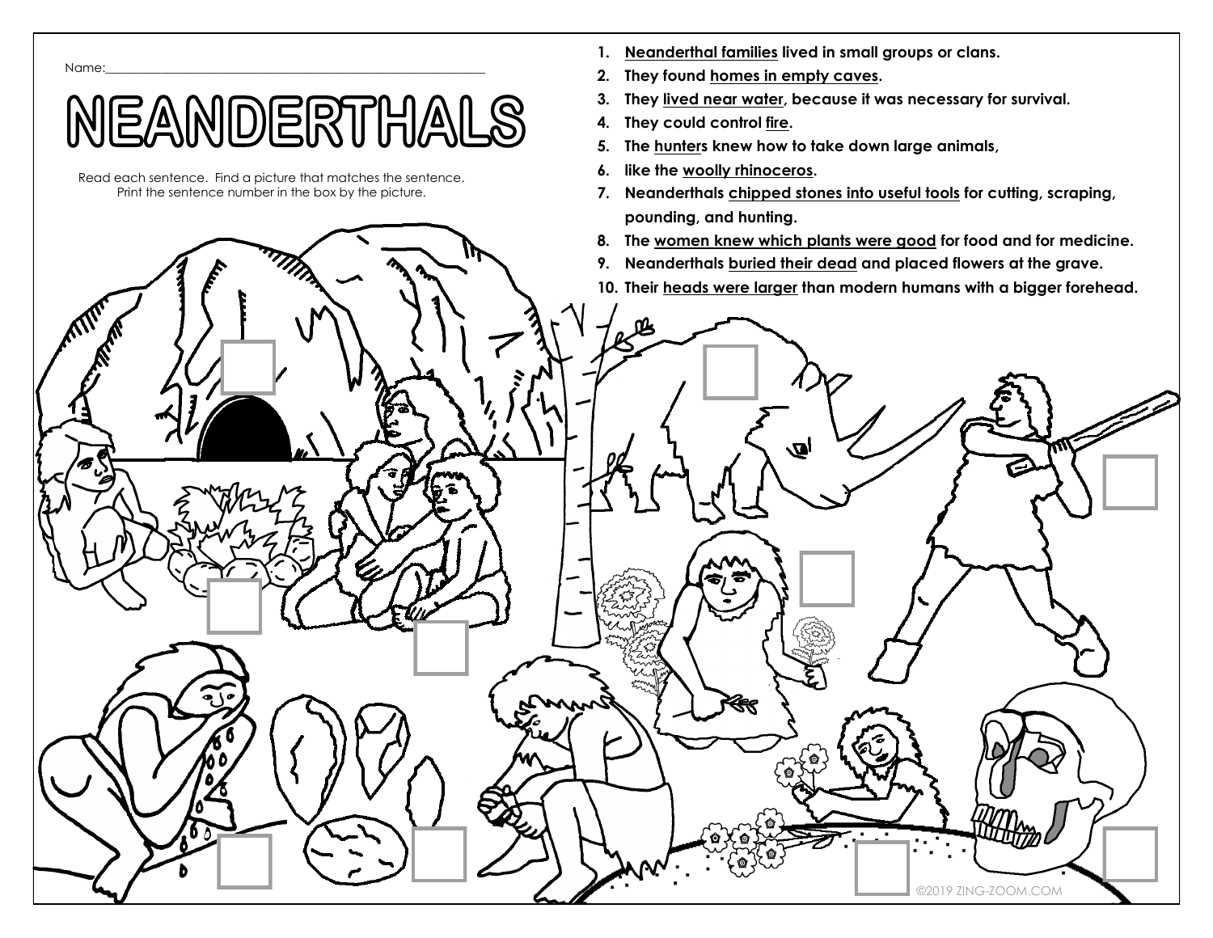Name:\_\_\_\_\_\_\_\_\_\_\_\_\_\_\_\_\_\_\_\_\_\_\_\_\_\_\_\_\_\_\_\_\_\_\_\_\_\_\_\_\_\_\_\_\_\_\_\_\_\_\_\_

# NEANDERTHALS

Read each sentence. Find a picture that matches the sentence. Print the sentence number in the box by the picture.

1. **Neanderthal families lived in small groups or clans.**
2. **They found homes in empty caves.**
3. **They lived near water, because it was necessary for survival.**
4. **They could control fire.**
5. **The hunters knew how to take down large animals,**
6. **like the woolly rhinoceros.**
7. **Neanderthals chipped stones into useful tools for cutting, scraping, pounding, and hunting.**
8. **The women knew which plants were good for food and for medicine.**
9. **Neanderthals buried their dead and placed flowers at the grave.**
10. **Their heads were larger than modern humans with a bigger forehead.**

©2019 ZING-ZOOM.COM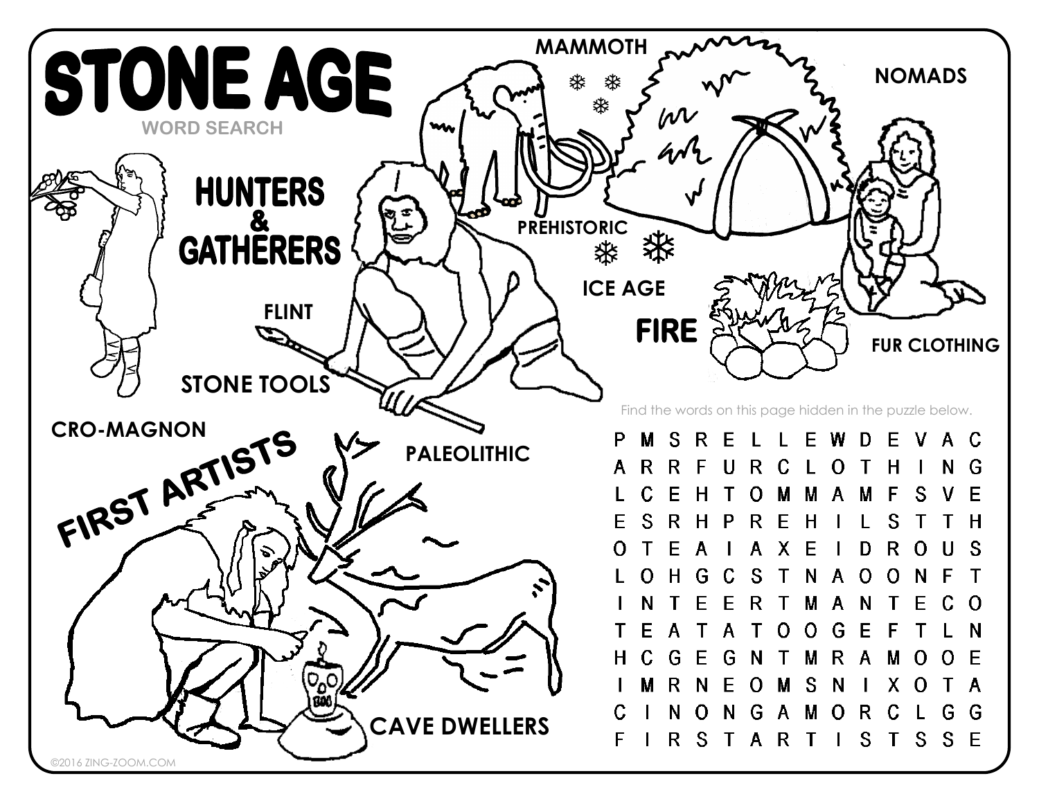# STONE AGE

WORD SEARCH

MAMMOTH

NOMADS

HUNTERS & GATHERERS

PREHISTORIC

ICE AGE

FIRE

FLINT

FUR CLOTHING

STONE TOOLS

CRO-MAGNON

PALEOLITHIC

FIRST ARTISTS

CAVE DWELLERS

Find the words on this page hidden in the puzzle below.

| | | | | | | | | | | | | | |
|---|---|---|---|---|---|---|---|---|---|---|---|---|---|
| P | M | S | R | E | L | L | E | W | D | E | V | A | C |
| A | R | R | F | U | R | C | L | O | T | H | I | N | G |
| L | C | E | H | T | O | M | M | A | M | F | S | V | E |
| E | S | R | H | P | R | E | H | I | L | S | T | T | H |
| O | T | E | A | I | A | X | E | I | D | R | O | U | S |
| L | O | H | G | C | S | T | N | A | O | O | N | F | T |
| I | N | T | E | E | R | T | M | A | N | T | E | C | O |
| T | E | A | T | A | T | O | O | G | E | F | T | L | N |
| H | C | G | E | G | N | T | M | R | A | M | O | O | E |
| I | M | R | N | E | O | M | S | N | I | X | O | T | A |
| C | I | N | O | N | G | A | M | O | R | C | L | G | G |
| F | I | R | S | T | A | R | T | I | S | T | S | S | E |

©2016 ZING-ZOOM.COM